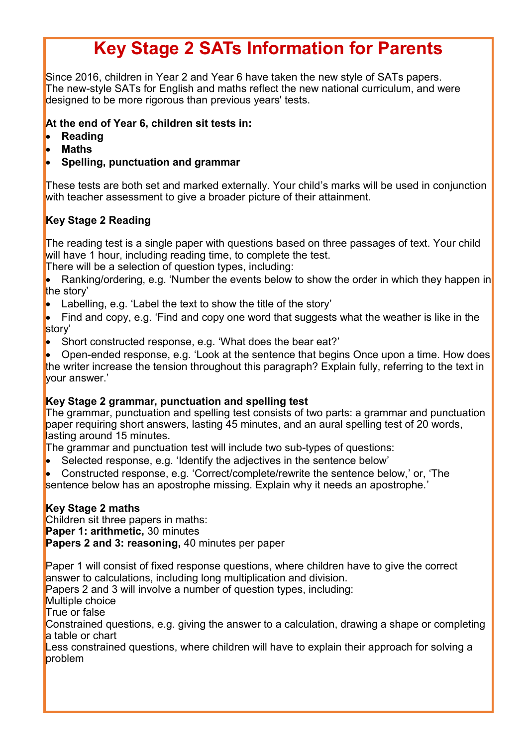# Key Stage 2 SATs Information for Parents

Since 2016, children in Year 2 and Year 6 have taken the new style of SATs papers. The new-style SATs for English and maths reflect the new national curriculum, and were designed to be more rigorous than previous years' tests.

**At the end of Year 6, children sit tests in:**

- **Reading**
- **Maths**
- **Spelling, punctuation and grammar**

These tests are both set and marked externally. Your child's marks will be used in conjunction with teacher assessment to give a broader picture of their attainment.

**Key Stage 2 Reading**

The reading test is a single paper with questions based on three passages of text. Your child will have 1 hour, including reading time, to complete the test.

There will be a selection of question types, including:

- Ranking/ordering, e.g. 'Number the events below to show the order in which they happen in the story'
- Labelling, e.g. 'Label the text to show the title of the story'
- Find and copy, e.g. 'Find and copy one word that suggests what the weather is like in the story'
- Short constructed response, e.g. 'What does the bear eat?'
- Open-ended response, e.g. 'Look at the sentence that begins Once upon a time. How does the writer increase the tension throughout this paragraph? Explain fully, referring to the text in your answer.'

**Key Stage 2 grammar, punctuation and spelling test**

The grammar, punctuation and spelling test consists of two parts: a grammar and punctuation paper requiring short answers, lasting 45 minutes, and an aural spelling test of 20 words, lasting around 15 minutes.

The grammar and punctuation test will include two sub-types of questions:

- Selected response, e.g. 'Identify the adjectives in the sentence below'
- Constructed response, e.g. 'Correct/complete/rewrite the sentence below,' or, 'The sentence below has an apostrophe missing. Explain why it needs an apostrophe.'

**Key Stage 2 maths**

Children sit three papers in maths:

**Paper 1: arithmetic,** 30 minutes

**Papers 2 and 3: reasoning,** 40 minutes per paper

Paper 1 will consist of fixed response questions, where children have to give the correct answer to calculations, including long multiplication and division.

Papers 2 and 3 will involve a number of question types, including:

Multiple choice

True or false

Constrained questions, e.g. giving the answer to a calculation, drawing a shape or completing a table or chart

Less constrained questions, where children will have to explain their approach for solving a problem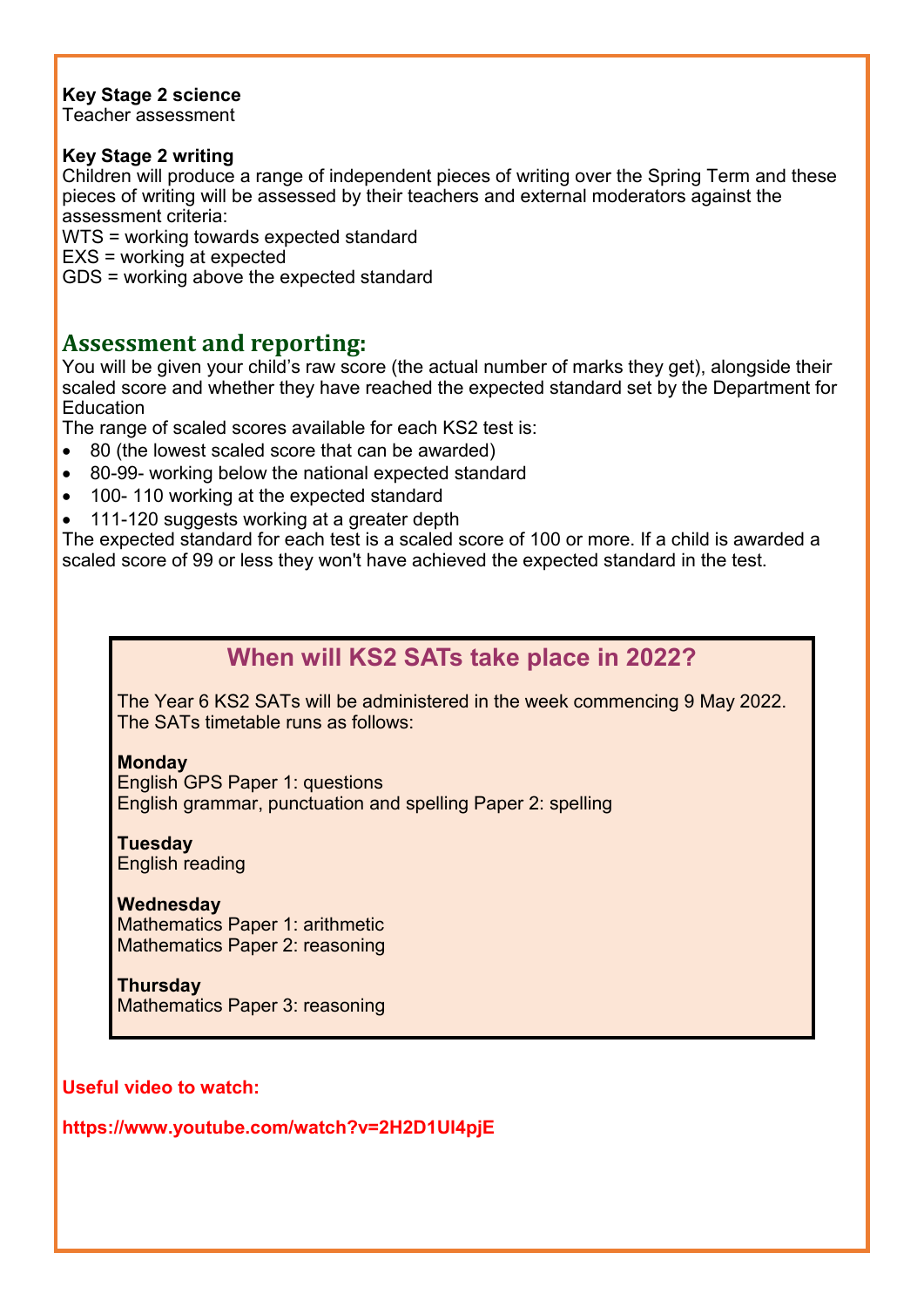**Key Stage 2 science**
Teacher assessment

**Key Stage 2 writing**
Children will produce a range of independent pieces of writing over the Spring Term and these pieces of writing will be assessed by their teachers and external moderators against the assessment criteria:
WTS = working towards expected standard
EXS = working at expected
GDS = working above the expected standard

## Assessment and reporting:

You will be given your child's raw score (the actual number of marks they get), alongside their scaled score and whether they have reached the expected standard set by the Department for Education
The range of scaled scores available for each KS2 test is:

- 80 (the lowest scaled score that can be awarded)
- 80-99- working below the national expected standard
- 100- 110 working at the expected standard
- 111-120 suggests working at a greater depth

The expected standard for each test is a scaled score of 100 or more. If a child is awarded a scaled score of 99 or less they won't have achieved the expected standard in the test.

## When will KS2 SATs take place in 2022?

The Year 6 KS2 SATs will be administered in the week commencing 9 May 2022.
The SATs timetable runs as follows:

**Monday**
English GPS Paper 1: questions
English grammar, punctuation and spelling Paper 2: spelling

**Tuesday**
English reading

**Wednesday**
Mathematics Paper 1: arithmetic
Mathematics Paper 2: reasoning

**Thursday**
Mathematics Paper 3: reasoning

**Useful video to watch:**

**https://www.youtube.com/watch?v=2H2D1Ul4pjE**